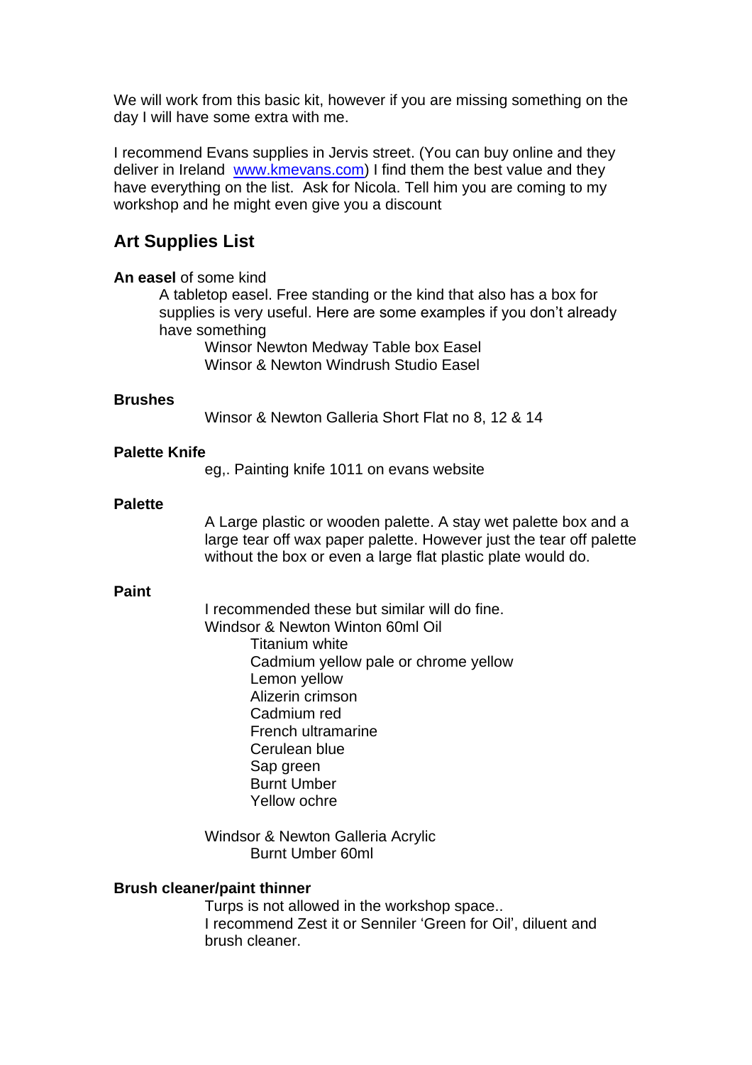We will work from this basic kit, however if you are missing something on the day I will have some extra with me.

I recommend Evans supplies in Jervis street. (You can buy online and they deliver in Ireland [www.kmevans.com](http://www.kmevans.com)) I find them the best value and they have everything on the list. Ask for Nicola. Tell him you are coming to my workshop and he might even give you a discount

## Art Supplies List

**An easel** of some kind

A tabletop easel. Free standing or the kind that also has a box for supplies is very useful. Here are some examples if you don't already have something

- Winsor Newton Medway Table box Easel
- Winsor & Newton Windrush Studio Easel

**Brushes**

Winsor & Newton Galleria Short Flat no 8, 12 & 14

**Palette Knife**

eg,. Painting knife 1011 on evans website

**Palette**

A Large plastic or wooden palette. A stay wet palette box and a large tear off wax paper palette. However just the tear off palette without the box or even a large flat plastic plate would do.

**Paint**

I recommended these but similar will do fine.

Windsor & Newton Winton 60ml Oil

- Titanium white
- Cadmium yellow pale or chrome yellow
- Lemon yellow
- Alizerin crimson
- Cadmium red
- French ultramarine
- Cerulean blue
- Sap green
- Burnt Umber
- Yellow ochre

Windsor & Newton Galleria Acrylic

- Burnt Umber 60ml

**Brush cleaner/paint thinner**

Turps is not allowed in the workshop space..
I recommend Zest it or Senniler 'Green for Oil', diluent and brush cleaner.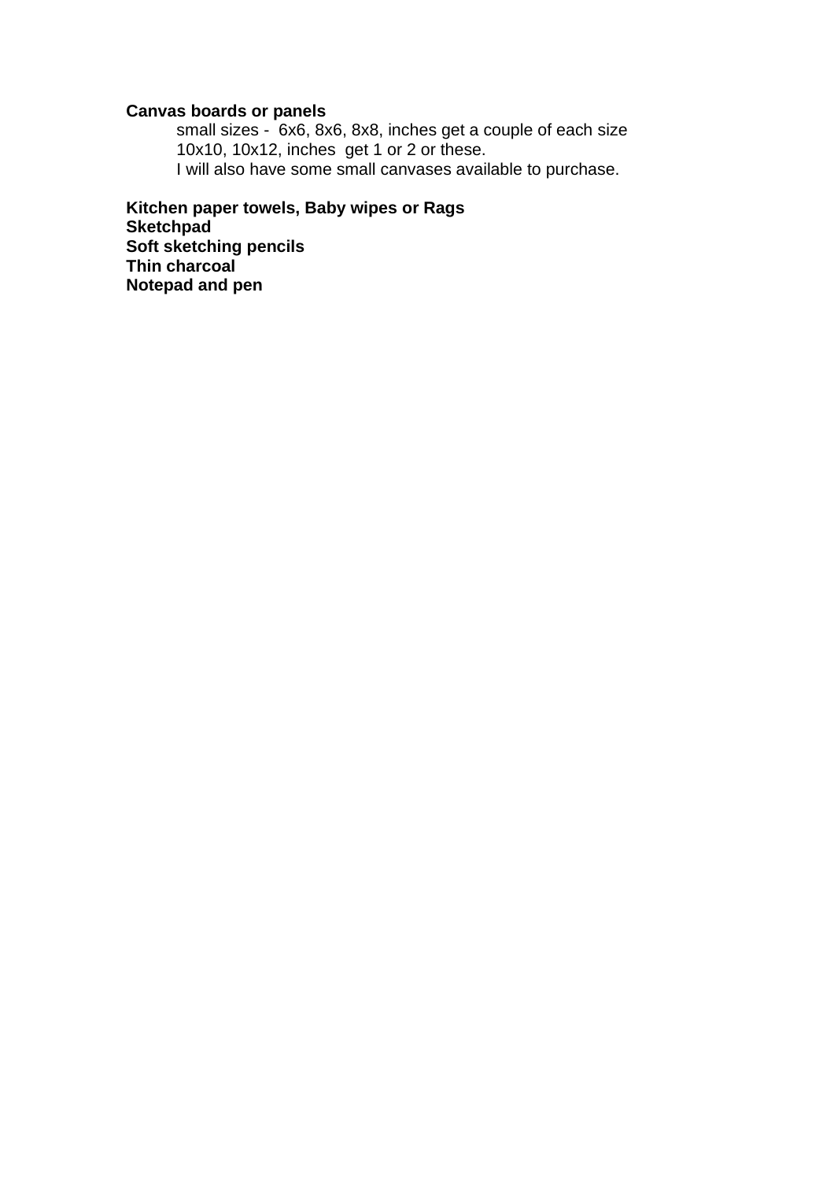**Canvas boards or panels**

small sizes - 6x6, 8x6, 8x8, inches get a couple of each size
10x10, 10x12, inches get 1 or 2 or these.
I will also have some small canvases available to purchase.

**Kitchen paper towels, Baby wipes or Rags**
**Sketchpad**
**Soft sketching pencils**
**Thin charcoal**
**Notepad and pen**